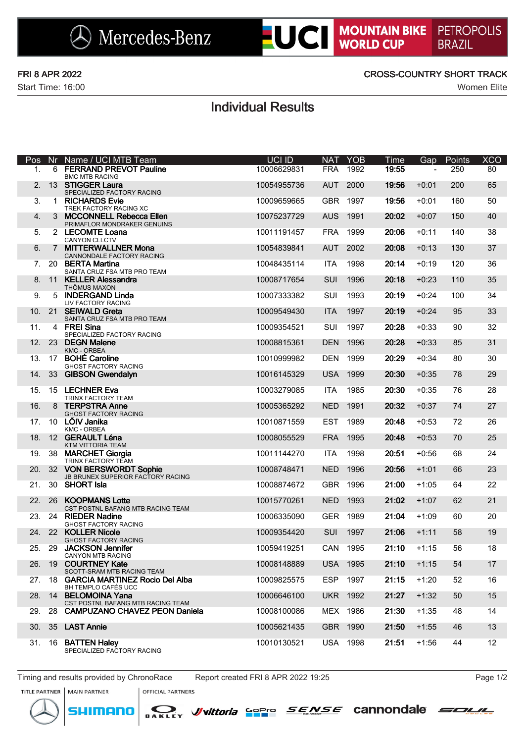Mercedes-Benz UCI MOUNTAIN BIKE WORLD CUP PETROPOLIS BRAZIL

FRI 8 APR 2022

Start Time: 16:00

CROSS-COUNTRY SHORT TRACK

Women Elite

# Individual Results

| Pos | Nr | Name / UCI MTB Team | UCI ID | NAT | YOB | Time | Gap | Points | XCO |
|---|---|---|---|---|---|---|---|---|---|
| 1. | 6 | **FERRAND PREVOT Pauline**<br>BMC MTB RACING | 10006629831 | FRA | 1992 | **19:55** | - | 250 | 80 |
| 2. | 13 | **STIGGER Laura**<br>SPECIALIZED FACTORY RACING | 10054955736 | AUT | 2000 | **19:56** | +0:01 | 200 | 65 |
| 3. | 1 | **RICHARDS Evie**<br>TREK FACTORY RACING XC | 10009659665 | GBR | 1997 | **19:56** | +0:01 | 160 | 50 |
| 4. | 3 | **MCCONNELL Rebecca Ellen**<br>PRIMAFLOR MONDRAKER GENUINS | 10075237729 | AUS | 1991 | **20:02** | +0:07 | 150 | 40 |
| 5. | 2 | **LECOMTE Loana**<br>CANYON CLLCTV | 10011191457 | FRA | 1999 | **20:06** | +0:11 | 140 | 38 |
| 6. | 7 | **MITTERWALLNER Mona**<br>CANNONDALE FACTORY RACING | 10054839841 | AUT | 2002 | **20:08** | +0:13 | 130 | 37 |
| 7. | 20 | **BERTA Martina**<br>SANTA CRUZ FSA MTB PRO TEAM | 10048435114 | ITA | 1998 | **20:14** | +0:19 | 120 | 36 |
| 8. | 11 | **KELLER Alessandra**<br>THÖMUS MAXON | 10008717654 | SUI | 1996 | **20:18** | +0:23 | 110 | 35 |
| 9. | 5 | **INDERGAND Linda**<br>LIV FACTORY RACING | 10007333382 | SUI | 1993 | **20:19** | +0:24 | 100 | 34 |
| 10. | 21 | **SEIWALD Greta**<br>SANTA CRUZ FSA MTB PRO TEAM | 10009549430 | ITA | 1997 | **20:19** | +0:24 | 95 | 33 |
| 11. | 4 | **FREI Sina**<br>SPECIALIZED FACTORY RACING | 10009354521 | SUI | 1997 | **20:28** | +0:33 | 90 | 32 |
| 12. | 23 | **DEGN Malene**<br>KMC - ORBEA | 10008815361 | DEN | 1996 | **20:28** | +0:33 | 85 | 31 |
| 13. | 17 | **BOHÉ Caroline**<br>GHOST FACTORY RACING | 10010999982 | DEN | 1999 | **20:29** | +0:34 | 80 | 30 |
| 14. | 33 | **GIBSON Gwendalyn** | 10016145329 | USA | 1999 | **20:30** | +0:35 | 78 | 29 |
| 15. | 15 | **LECHNER Eva**<br>TRINX FACTORY TEAM | 10003279085 | ITA | 1985 | **20:30** | +0:35 | 76 | 28 |
| 16. | 8 | **TERPSTRA Anne**<br>GHOST FACTORY RACING | 10005365292 | NED | 1991 | **20:32** | +0:37 | 74 | 27 |
| 17. | 10 | **LÕIV Janika**<br>KMC - ORBEA | 10010871559 | EST | 1989 | **20:48** | +0:53 | 72 | 26 |
| 18. | 12 | **GERAULT Léna**<br>KTM VITTORIA TEAM | 10008055529 | FRA | 1995 | **20:48** | +0:53 | 70 | 25 |
| 19. | 38 | **MARCHET Giorgia**<br>TRINX FACTORY TEAM | 10011144270 | ITA | 1998 | **20:51** | +0:56 | 68 | 24 |
| 20. | 32 | **VON BERSWORDT Sophie**<br>JB BRUNEX SUPERIOR FACTORY RACING | 10008748471 | NED | 1996 | **20:56** | +1:01 | 66 | 23 |
| 21. | 30 | **SHORT Isla** | 10008874672 | GBR | 1996 | **21:00** | +1:05 | 64 | 22 |
| 22. | 26 | **KOOPMANS Lotte**<br>CST POSTNL BAFANG MTB RACING TEAM | 10015770261 | NED | 1993 | **21:02** | +1:07 | 62 | 21 |
| 23. | 24 | **RIEDER Nadine**<br>GHOST FACTORY RACING | 10006335090 | GER | 1989 | **21:04** | +1:09 | 60 | 20 |
| 24. | 22 | **KOLLER Nicole**<br>GHOST FACTORY RACING | 10009354420 | SUI | 1997 | **21:06** | +1:11 | 58 | 19 |
| 25. | 29 | **JACKSON Jennifer**<br>CANYON MTB RACING | 10059419251 | CAN | 1995 | **21:10** | +1:15 | 56 | 18 |
| 26. | 19 | **COURTNEY Kate**<br>SCOTT-SRAM MTB RACING TEAM | 10008148889 | USA | 1995 | **21:10** | +1:15 | 54 | 17 |
| 27. | 18 | **GARCIA MARTINEZ Rocio Del Alba**<br>BH TEMPLO CAFÉS UCC | 10009825575 | ESP | 1997 | **21:15** | +1:20 | 52 | 16 |
| 28. | 14 | **BELOMOINA Yana**<br>CST POSTNL BAFANG MTB RACING TEAM | 10006646100 | UKR | 1992 | **21:27** | +1:32 | 50 | 15 |
| 29. | 28 | **CAMPUZANO CHAVEZ PEON Daniela** | 10008100086 | MEX | 1986 | **21:30** | +1:35 | 48 | 14 |
| 30. | 35 | **LAST Annie** | 10005621435 | GBR | 1990 | **21:50** | +1:55 | 46 | 13 |
| 31. | 16 | **BATTEN Haley**<br>SPECIALIZED FACTORY RACING | 10010130521 | USA | 1998 | **21:51** | +1:56 | 44 | 12 |

Timing and results provided by ChronoRace    Report created FRI 8 APR 2022 19:25

TITLE PARTNER | MAIN PARTNER | OFFICIAL PARTNERS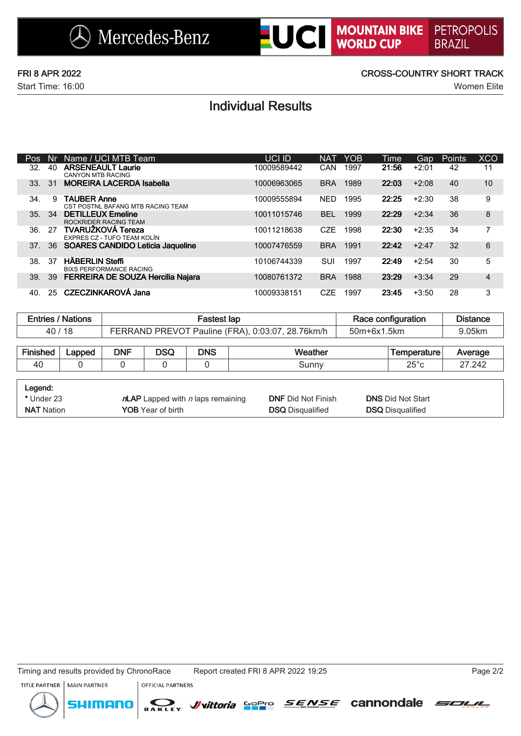Mercedes-Benz | UCI MOUNTAIN BIKE WORLD CUP | PETROPOLIS BRAZIL

FRI 8 APR 2022 | CROSS-COUNTRY SHORT TRACK

Start Time: 16:00 | Women Elite

# Individual Results

| Pos | Nr | Name / UCI MTB Team | UCI ID | NAT | YOB | Time | Gap | Points | XCO |
|---|---|---|---|---|---|---|---|---|---|
| 32. | 40 | **ARSENEAULT Laurie** CANYON MTB RACING | 10009589442 | CAN | 1997 | **21:56** | +2:01 | 42 | 11 |
| 33. | 31 | **MOREIRA LACERDA Isabella** | 10006963065 | BRA | 1989 | **22:03** | +2:08 | 40 | 10 |
| 34. | 9 | **TAUBER Anne** CST POSTNL BAFANG MTB RACING TEAM | 10009555894 | NED | 1995 | **22:25** | +2:30 | 38 | 9 |
| 35. | 34 | **DETILLEUX Emeline** ROCKRIDER RACING TEAM | 10011015746 | BEL | 1999 | **22:29** | +2:34 | 36 | 8 |
| 36. | 27 | **TVARUŽKOVÁ Tereza** EXPRES CZ - TUFO TEAM KOLÍN | 10011218638 | CZE | 1998 | **22:30** | +2:35 | 34 | 7 |
| 37. | 36 | **SOARES CANDIDO Leticia Jaqueline** | 10007476559 | BRA | 1991 | **22:42** | +2:47 | 32 | 6 |
| 38. | 37 | **HÄBERLIN Steffi** BIXS PERFORMANCE RACING | 10106744339 | SUI | 1997 | **22:49** | +2:54 | 30 | 5 |
| 39. | 39 | **FERREIRA DE SOUZA Hercilia Najara** | 10080761372 | BRA | 1988 | **23:29** | +3:34 | 29 | 4 |
| 40. | 25 | **CZECZINKAROVÁ Jana** | 10009338151 | CZE | 1997 | **23:45** | +3:50 | 28 | 3 |

| Entries / Nations | Fastest lap | Race configuration | Distance |
|---|---|---|---|
| 40 / 18 | FERRAND PREVOT Pauline (FRA), 0:03:07, 28.76km/h | 50m+6x1.5km | 9.05km |

| Finished | Lapped | DNF | DSQ | DNS | Weather | Temperature | Average |
|---|---|---|---|---|---|---|---|
| 40 | 0 | 0 | 0 | 0 | Sunny | 25°c | 27.242 |

**Legend:**

| | | | |
|---|---|---|---|
| **\*** Under 23 | ***n*LAP** Lapped with *n* laps remaining | **DNF** Did Not Finish | **DNS** Did Not Start |
| **NAT** Nation | **YOB** Year of birth | **DSQ** Disqualified | **DSQ** Disqualified |

Timing and results provided by ChronoRace | Report created FRI 8 APR 2022 19:25

TITLE PARTNER | MAIN PARTNER | OFFICIAL PARTNERS